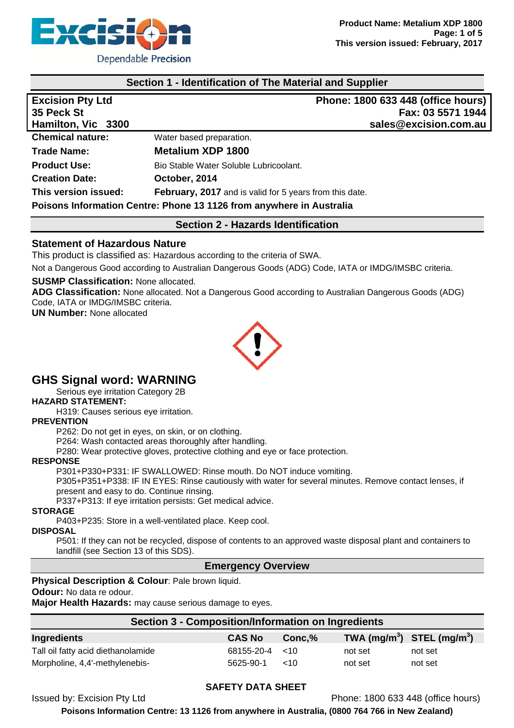## Section 1 - Identification of The Material and Supplier

| **Excision Pty Ltd** | **Phone: 1800 633 448 (office hours)** |
|---|---|
| **35 Peck St** | **Fax: 03 5571 1944** |
| **Hamilton, Vic 3300** | **sales@excision.com.au** |

**Chemical nature:** Water based preparation.

**Trade Name:** **Metalium XDP 1800**

**Product Use:** Bio Stable Water Soluble Lubricoolant.

**Creation Date:** **October, 2014**

**This version issued:** **February, 2017** and is valid for 5 years from this date.

**Poisons Information Centre: Phone 13 1126 from anywhere in Australia**

## Section 2 - Hazards Identification

### Statement of Hazardous Nature

This product is classified as: Hazardous according to the criteria of SWA.

Not a Dangerous Good according to Australian Dangerous Goods (ADG) Code, IATA or IMDG/IMSBC criteria.

**SUSMP Classification:** None allocated.

**ADG Classification:** None allocated. Not a Dangerous Good according to Australian Dangerous Goods (ADG) Code, IATA or IMDG/IMSBC criteria.

**UN Number:** None allocated

## GHS Signal word: WARNING

Serious eye irritation Category 2B

**HAZARD STATEMENT:**

H319: Causes serious eye irritation.

**PREVENTION**

P262: Do not get in eyes, on skin, or on clothing.
P264: Wash contacted areas thoroughly after handling.
P280: Wear protective gloves, protective clothing and eye or face protection.

**RESPONSE**

P301+P330+P331: IF SWALLOWED: Rinse mouth. Do NOT induce vomiting.
P305+P351+P338: IF IN EYES: Rinse cautiously with water for several minutes. Remove contact lenses, if present and easy to do. Continue rinsing.
P337+P313: If eye irritation persists: Get medical advice.

**STORAGE**

P403+P235: Store in a well-ventilated place. Keep cool.

**DISPOSAL**

P501: If they can not be recycled, dispose of contents to an approved waste disposal plant and containers to landfill (see Section 13 of this SDS).

## Emergency Overview

**Physical Description & Colour**: Pale brown liquid.

**Odour:** No data re odour.

**Major Health Hazards:** may cause serious damage to eyes.

## Section 3 - Composition/Information on Ingredients

| Ingredients | CAS No | Conc,% | TWA (mg/m$^3$) | STEL (mg/m$^3$) |
|---|---|---|---|---|
| Tall oil fatty acid diethanolamide | 68155-20-4 | <10 | not set | not set |
| Morpholine, 4,4'-methylenebis- | 5625-90-1 | <10 | not set | not set |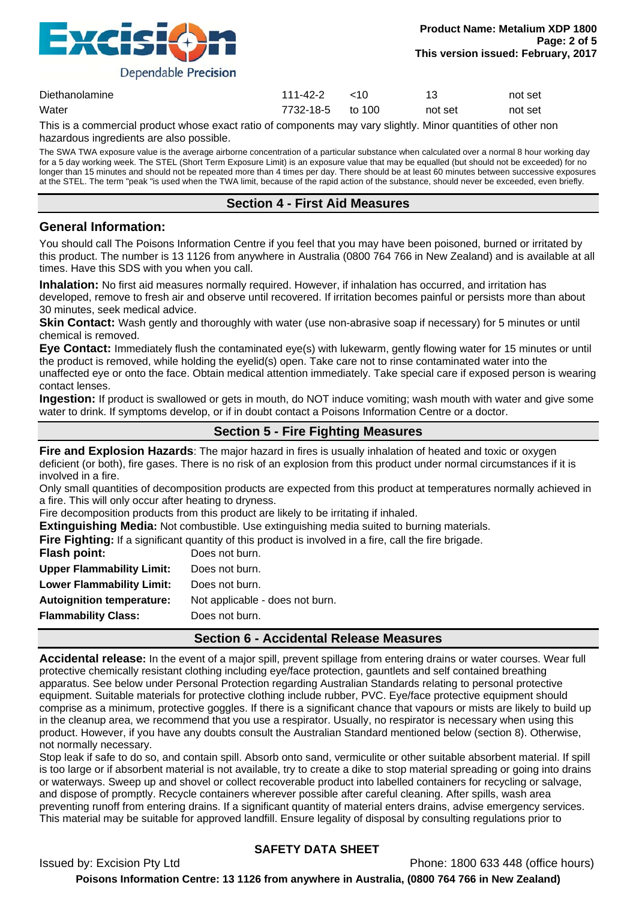| | | | | |
|---|---|---|---|---|
| Diethanolamine | 111-42-2 | <10 | 13 | not set |
| Water | 7732-18-5 | to 100 | not set | not set |

This is a commercial product whose exact ratio of components may vary slightly. Minor quantities of other non hazardous ingredients are also possible.

The SWA TWA exposure value is the average airborne concentration of a particular substance when calculated over a normal 8 hour working day for a 5 day working week. The STEL (Short Term Exposure Limit) is an exposure value that may be equalled (but should not be exceeded) for no longer than 15 minutes and should not be repeated more than 4 times per day. There should be at least 60 minutes between successive exposures at the STEL. The term "peak "is used when the TWA limit, because of the rapid action of the substance, should never be exceeded, even briefly.

## Section 4 - First Aid Measures

### General Information:

You should call The Poisons Information Centre if you feel that you may have been poisoned, burned or irritated by this product. The number is 13 1126 from anywhere in Australia (0800 764 766 in New Zealand) and is available at all times. Have this SDS with you when you call.

**Inhalation:** No first aid measures normally required. However, if inhalation has occurred, and irritation has developed, remove to fresh air and observe until recovered. If irritation becomes painful or persists more than about 30 minutes, seek medical advice.

**Skin Contact:** Wash gently and thoroughly with water (use non-abrasive soap if necessary) for 5 minutes or until chemical is removed.

**Eye Contact:** Immediately flush the contaminated eye(s) with lukewarm, gently flowing water for 15 minutes or until the product is removed, while holding the eyelid(s) open. Take care not to rinse contaminated water into the unaffected eye or onto the face. Obtain medical attention immediately. Take special care if exposed person is wearing contact lenses.

**Ingestion:** If product is swallowed or gets in mouth, do NOT induce vomiting; wash mouth with water and give some water to drink. If symptoms develop, or if in doubt contact a Poisons Information Centre or a doctor.

## Section 5 - Fire Fighting Measures

**Fire and Explosion Hazards**: The major hazard in fires is usually inhalation of heated and toxic or oxygen deficient (or both), fire gases. There is no risk of an explosion from this product under normal circumstances if it is involved in a fire.

Only small quantities of decomposition products are expected from this product at temperatures normally achieved in a fire. This will only occur after heating to dryness.

Fire decomposition products from this product are likely to be irritating if inhaled.

**Extinguishing Media:** Not combustible. Use extinguishing media suited to burning materials.

**Fire Fighting:** If a significant quantity of this product is involved in a fire, call the fire brigade.

| | |
|---|---|
| **Flash point:** | Does not burn. |
| **Upper Flammability Limit:** | Does not burn. |
| **Lower Flammability Limit:** | Does not burn. |
| **Autoignition temperature:** | Not applicable - does not burn. |
| **Flammability Class:** | Does not burn. |

## Section 6 - Accidental Release Measures

**Accidental release:** In the event of a major spill, prevent spillage from entering drains or water courses. Wear full protective chemically resistant clothing including eye/face protection, gauntlets and self contained breathing apparatus. See below under Personal Protection regarding Australian Standards relating to personal protective equipment. Suitable materials for protective clothing include rubber, PVC. Eye/face protective equipment should comprise as a minimum, protective goggles. If there is a significant chance that vapours or mists are likely to build up in the cleanup area, we recommend that you use a respirator. Usually, no respirator is necessary when using this product. However, if you have any doubts consult the Australian Standard mentioned below (section 8). Otherwise, not normally necessary.

Stop leak if safe to do so, and contain spill. Absorb onto sand, vermiculite or other suitable absorbent material. If spill is too large or if absorbent material is not available, try to create a dike to stop material spreading or going into drains or waterways. Sweep up and shovel or collect recoverable product into labelled containers for recycling or salvage, and dispose of promptly. Recycle containers wherever possible after careful cleaning. After spills, wash area preventing runoff from entering drains. If a significant quantity of material enters drains, advise emergency services. This material may be suitable for approved landfill. Ensure legality of disposal by consulting regulations prior to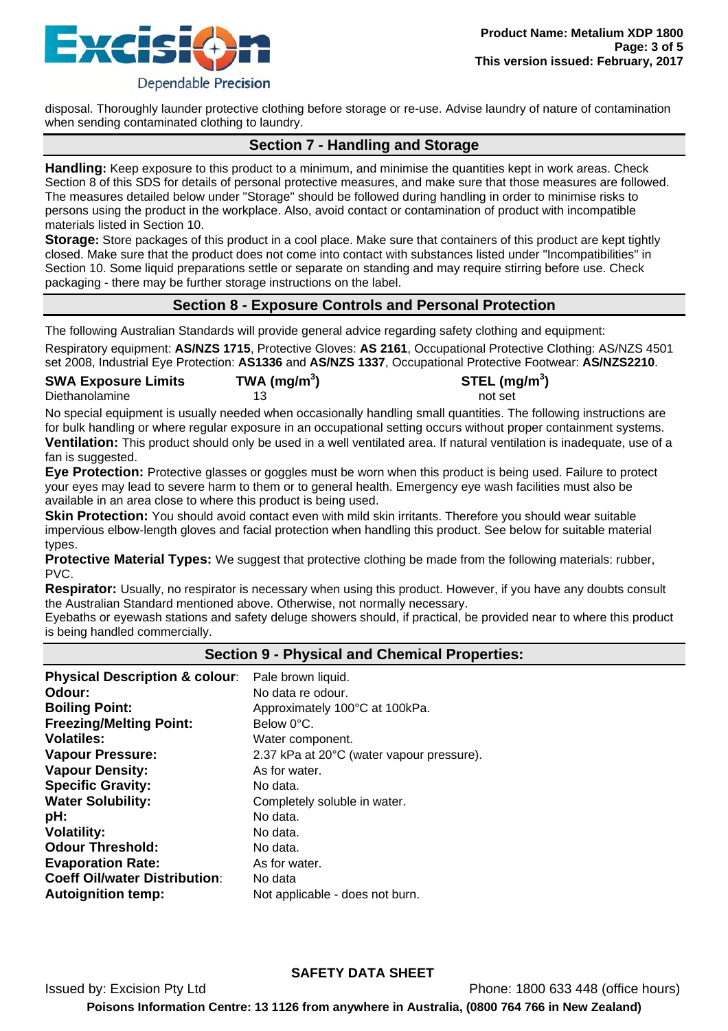disposal. Thoroughly launder protective clothing before storage or re-use. Advise laundry of nature of contamination when sending contaminated clothing to laundry.

## Section 7 - Handling and Storage

**Handling:** Keep exposure to this product to a minimum, and minimise the quantities kept in work areas. Check Section 8 of this SDS for details of personal protective measures, and make sure that those measures are followed. The measures detailed below under "Storage" should be followed during handling in order to minimise risks to persons using the product in the workplace. Also, avoid contact or contamination of product with incompatible materials listed in Section 10.

**Storage:** Store packages of this product in a cool place. Make sure that containers of this product are kept tightly closed. Make sure that the product does not come into contact with substances listed under "Incompatibilities" in Section 10. Some liquid preparations settle or separate on standing and may require stirring before use. Check packaging - there may be further storage instructions on the label.

## Section 8 - Exposure Controls and Personal Protection

The following Australian Standards will provide general advice regarding safety clothing and equipment:

Respiratory equipment: **AS/NZS 1715**, Protective Gloves: **AS 2161**, Occupational Protective Clothing: AS/NZS 4501 set 2008, Industrial Eye Protection: **AS1336** and **AS/NZS 1337**, Occupational Protective Footwear: **AS/NZS2210**.

| SWA Exposure Limits | TWA (mg/m$^3$) | STEL (mg/m$^3$) |
|---|---|---|
| Diethanolamine | 13 | not set |

No special equipment is usually needed when occasionally handling small quantities. The following instructions are for bulk handling or where regular exposure in an occupational setting occurs without proper containment systems.

**Ventilation:** This product should only be used in a well ventilated area. If natural ventilation is inadequate, use of a fan is suggested.

**Eye Protection:** Protective glasses or goggles must be worn when this product is being used. Failure to protect your eyes may lead to severe harm to them or to general health. Emergency eye wash facilities must also be available in an area close to where this product is being used.

**Skin Protection:** You should avoid contact even with mild skin irritants. Therefore you should wear suitable impervious elbow-length gloves and facial protection when handling this product. See below for suitable material types.

**Protective Material Types:** We suggest that protective clothing be made from the following materials: rubber, PVC.

**Respirator:** Usually, no respirator is necessary when using this product. However, if you have any doubts consult the Australian Standard mentioned above. Otherwise, not normally necessary.

Eyebaths or eyewash stations and safety deluge showers should, if practical, be provided near to where this product is being handled commercially.

## Section 9 - Physical and Chemical Properties:

| | |
|---|---|
| **Physical Description & colour**: | Pale brown liquid. |
| **Odour:** | No data re odour. |
| **Boiling Point:** | Approximately 100°C at 100kPa. |
| **Freezing/Melting Point:** | Below 0°C. |
| **Volatiles:** | Water component. |
| **Vapour Pressure:** | 2.37 kPa at 20°C (water vapour pressure). |
| **Vapour Density:** | As for water. |
| **Specific Gravity:** | No data. |
| **Water Solubility:** | Completely soluble in water. |
| **pH:** | No data. |
| **Volatility:** | No data. |
| **Odour Threshold:** | No data. |
| **Evaporation Rate:** | As for water. |
| **Coeff Oil/water Distribution**: | No data |
| **Autoignition temp:** | Not applicable - does not burn. |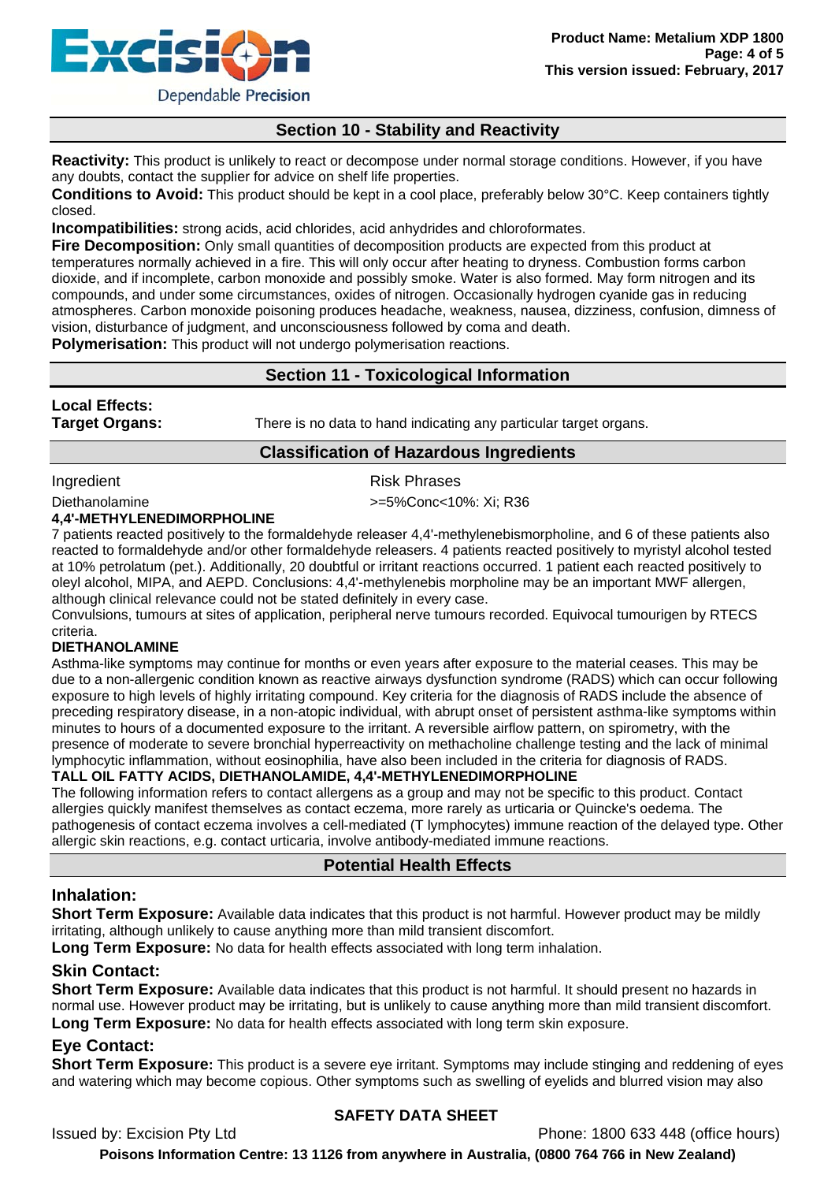## Section 10 - Stability and Reactivity

**Reactivity:** This product is unlikely to react or decompose under normal storage conditions. However, if you have any doubts, contact the supplier for advice on shelf life properties.

**Conditions to Avoid:** This product should be kept in a cool place, preferably below 30°C. Keep containers tightly closed.

**Incompatibilities:** strong acids, acid chlorides, acid anhydrides and chloroformates.

**Fire Decomposition:** Only small quantities of decomposition products are expected from this product at temperatures normally achieved in a fire. This will only occur after heating to dryness. Combustion forms carbon dioxide, and if incomplete, carbon monoxide and possibly smoke. Water is also formed. May form nitrogen and its compounds, and under some circumstances, oxides of nitrogen. Occasionally hydrogen cyanide gas in reducing atmospheres. Carbon monoxide poisoning produces headache, weakness, nausea, dizziness, confusion, dimness of vision, disturbance of judgment, and unconsciousness followed by coma and death.

**Polymerisation:** This product will not undergo polymerisation reactions.

## Section 11 - Toxicological Information

**Local Effects:**

**Target Organs:** There is no data to hand indicating any particular target organs.

### Classification of Hazardous Ingredients

| Ingredient | Risk Phrases |
|---|---|
| Diethanolamine | >=5%Conc<10%: Xi; R36 |

**4,4'-METHYLENEDIMORPHOLINE**

7 patients reacted positively to the formaldehyde releaser 4,4'-methylenebismorpholine, and 6 of these patients also reacted to formaldehyde and/or other formaldehyde releasers. 4 patients reacted positively to myristyl alcohol tested at 10% petrolatum (pet.). Additionally, 20 doubtful or irritant reactions occurred. 1 patient each reacted positively to oleyl alcohol, MIPA, and AEPD. Conclusions: 4,4'-methylenebis morpholine may be an important MWF allergen, although clinical relevance could not be stated definitely in every case.

Convulsions, tumours at sites of application, peripheral nerve tumours recorded. Equivocal tumourigen by RTECS criteria.

**DIETHANOLAMINE**

Asthma-like symptoms may continue for months or even years after exposure to the material ceases. This may be due to a non-allergenic condition known as reactive airways dysfunction syndrome (RADS) which can occur following exposure to high levels of highly irritating compound. Key criteria for the diagnosis of RADS include the absence of preceding respiratory disease, in a non-atopic individual, with abrupt onset of persistent asthma-like symptoms within minutes to hours of a documented exposure to the irritant. A reversible airflow pattern, on spirometry, with the presence of moderate to severe bronchial hyperreactivity on methacholine challenge testing and the lack of minimal lymphocytic inflammation, without eosinophilia, have also been included in the criteria for diagnosis of RADS.

**TALL OIL FATTY ACIDS, DIETHANOLAMIDE, 4,4'-METHYLENEDIMORPHOLINE**

The following information refers to contact allergens as a group and may not be specific to this product. Contact allergies quickly manifest themselves as contact eczema, more rarely as urticaria or Quincke's oedema. The pathogenesis of contact eczema involves a cell-mediated (T lymphocytes) immune reaction of the delayed type. Other allergic skin reactions, e.g. contact urticaria, involve antibody-mediated immune reactions.

### Potential Health Effects

#### Inhalation:

**Short Term Exposure:** Available data indicates that this product is not harmful. However product may be mildly irritating, although unlikely to cause anything more than mild transient discomfort.

**Long Term Exposure:** No data for health effects associated with long term inhalation.

#### Skin Contact:

**Short Term Exposure:** Available data indicates that this product is not harmful. It should present no hazards in normal use. However product may be irritating, but is unlikely to cause anything more than mild transient discomfort.

**Long Term Exposure:** No data for health effects associated with long term skin exposure.

#### Eye Contact:

**Short Term Exposure:** This product is a severe eye irritant. Symptoms may include stinging and reddening of eyes and watering which may become copious. Other symptoms such as swelling of eyelids and blurred vision may also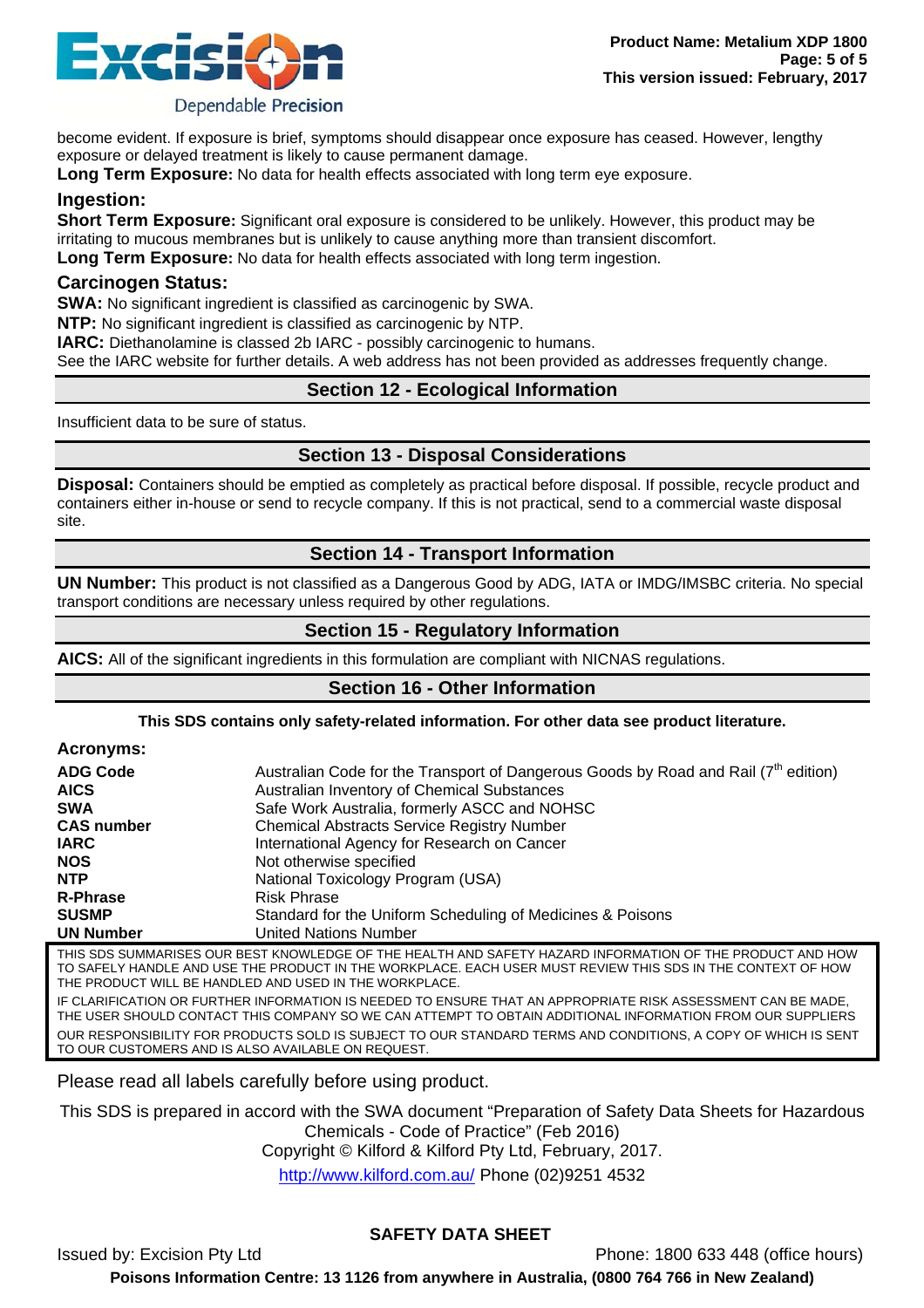become evident. If exposure is brief, symptoms should disappear once exposure has ceased. However, lengthy exposure or delayed treatment is likely to cause permanent damage.

**Long Term Exposure:** No data for health effects associated with long term eye exposure.

### Ingestion:

**Short Term Exposure:** Significant oral exposure is considered to be unlikely. However, this product may be irritating to mucous membranes but is unlikely to cause anything more than transient discomfort.

**Long Term Exposure:** No data for health effects associated with long term ingestion.

### Carcinogen Status:

**SWA:** No significant ingredient is classified as carcinogenic by SWA.

**NTP:** No significant ingredient is classified as carcinogenic by NTP.

**IARC:** Diethanolamine is classed 2b IARC - possibly carcinogenic to humans.

See the IARC website for further details. A web address has not been provided as addresses frequently change.

## Section 12 - Ecological Information

Insufficient data to be sure of status.

## Section 13 - Disposal Considerations

**Disposal:** Containers should be emptied as completely as practical before disposal. If possible, recycle product and containers either in-house or send to recycle company. If this is not practical, send to a commercial waste disposal site.

## Section 14 - Transport Information

**UN Number:** This product is not classified as a Dangerous Good by ADG, IATA or IMDG/IMSBC criteria. No special transport conditions are necessary unless required by other regulations.

## Section 15 - Regulatory Information

**AICS:** All of the significant ingredients in this formulation are compliant with NICNAS regulations.

## Section 16 - Other Information

**This SDS contains only safety-related information. For other data see product literature.**

### Acronyms:

| | |
|---|---|
| **ADG Code** | Australian Code for the Transport of Dangerous Goods by Road and Rail (7th edition) |
| **AICS** | Australian Inventory of Chemical Substances |
| **SWA** | Safe Work Australia, formerly ASCC and NOHSC |
| **CAS number** | Chemical Abstracts Service Registry Number |
| **IARC** | International Agency for Research on Cancer |
| **NOS** | Not otherwise specified |
| **NTP** | National Toxicology Program (USA) |
| **R-Phrase** | Risk Phrase |
| **SUSMP** | Standard for the Uniform Scheduling of Medicines & Poisons |
| **UN Number** | United Nations Number |

THIS SDS SUMMARISES OUR BEST KNOWLEDGE OF THE HEALTH AND SAFETY HAZARD INFORMATION OF THE PRODUCT AND HOW TO SAFELY HANDLE AND USE THE PRODUCT IN THE WORKPLACE. EACH USER MUST REVIEW THIS SDS IN THE CONTEXT OF HOW THE PRODUCT WILL BE HANDLED AND USED IN THE WORKPLACE.

IF CLARIFICATION OR FURTHER INFORMATION IS NEEDED TO ENSURE THAT AN APPROPRIATE RISK ASSESSMENT CAN BE MADE, THE USER SHOULD CONTACT THIS COMPANY SO WE CAN ATTEMPT TO OBTAIN ADDITIONAL INFORMATION FROM OUR SUPPLIERS

OUR RESPONSIBILITY FOR PRODUCTS SOLD IS SUBJECT TO OUR STANDARD TERMS AND CONDITIONS, A COPY OF WHICH IS SENT TO OUR CUSTOMERS AND IS ALSO AVAILABLE ON REQUEST.

Please read all labels carefully before using product.

This SDS is prepared in accord with the SWA document "Preparation of Safety Data Sheets for Hazardous Chemicals - Code of Practice" (Feb 2016)

Copyright © Kilford & Kilford Pty Ltd, February, 2017.

http://www.kilford.com.au/ Phone (02)9251 4532